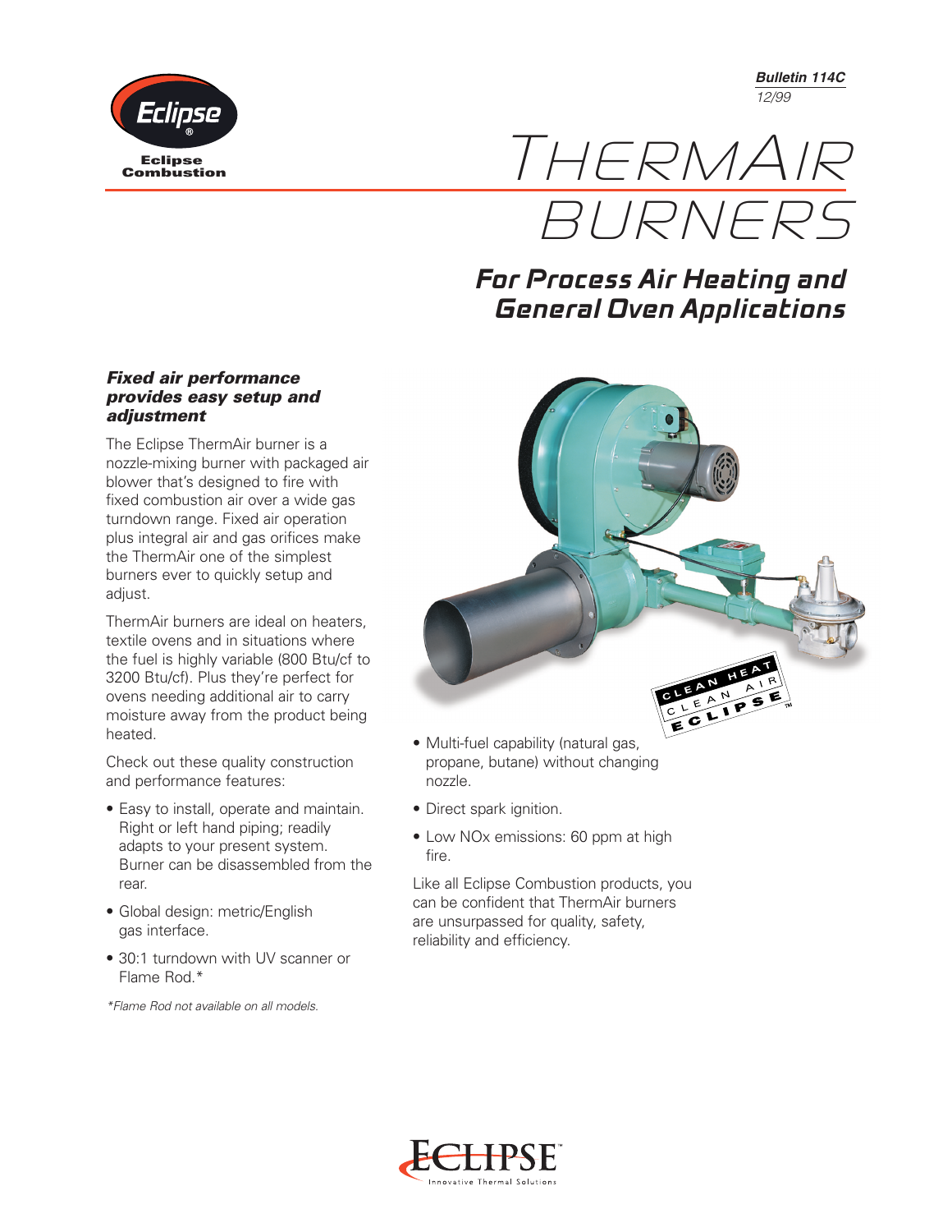Bulletin 114C
12/99

# THERMAIR BURNERS

## For Process Air Heating and General Oven Applications

### *Fixed air performance provides easy setup and adjustment*

The Eclipse ThermAir burner is a nozzle-mixing burner with packaged air blower that's designed to fire with fixed combustion air over a wide gas turndown range. Fixed air operation plus integral air and gas orifices make the ThermAir one of the simplest burners ever to quickly setup and adjust.

ThermAir burners are ideal on heaters, textile ovens and in situations where the fuel is highly variable (800 Btu/cf to 3200 Btu/cf). Plus they're perfect for ovens needing additional air to carry moisture away from the product being heated.

Check out these quality construction and performance features:

- Easy to install, operate and maintain. Right or left hand piping; readily adapts to your present system. Burner can be disassembled from the rear.
- Global design: metric/English gas interface.
- 30:1 turndown with UV scanner or Flame Rod.*
- Multi-fuel capability (natural gas, propane, butane) without changing nozzle.
- Direct spark ignition.
- Low NOx emissions: 60 ppm at high fire.

Like all Eclipse Combustion products, you can be confident that ThermAir burners are unsurpassed for quality, safety, reliability and efficiency.

*\*Flame Rod not available on all models.*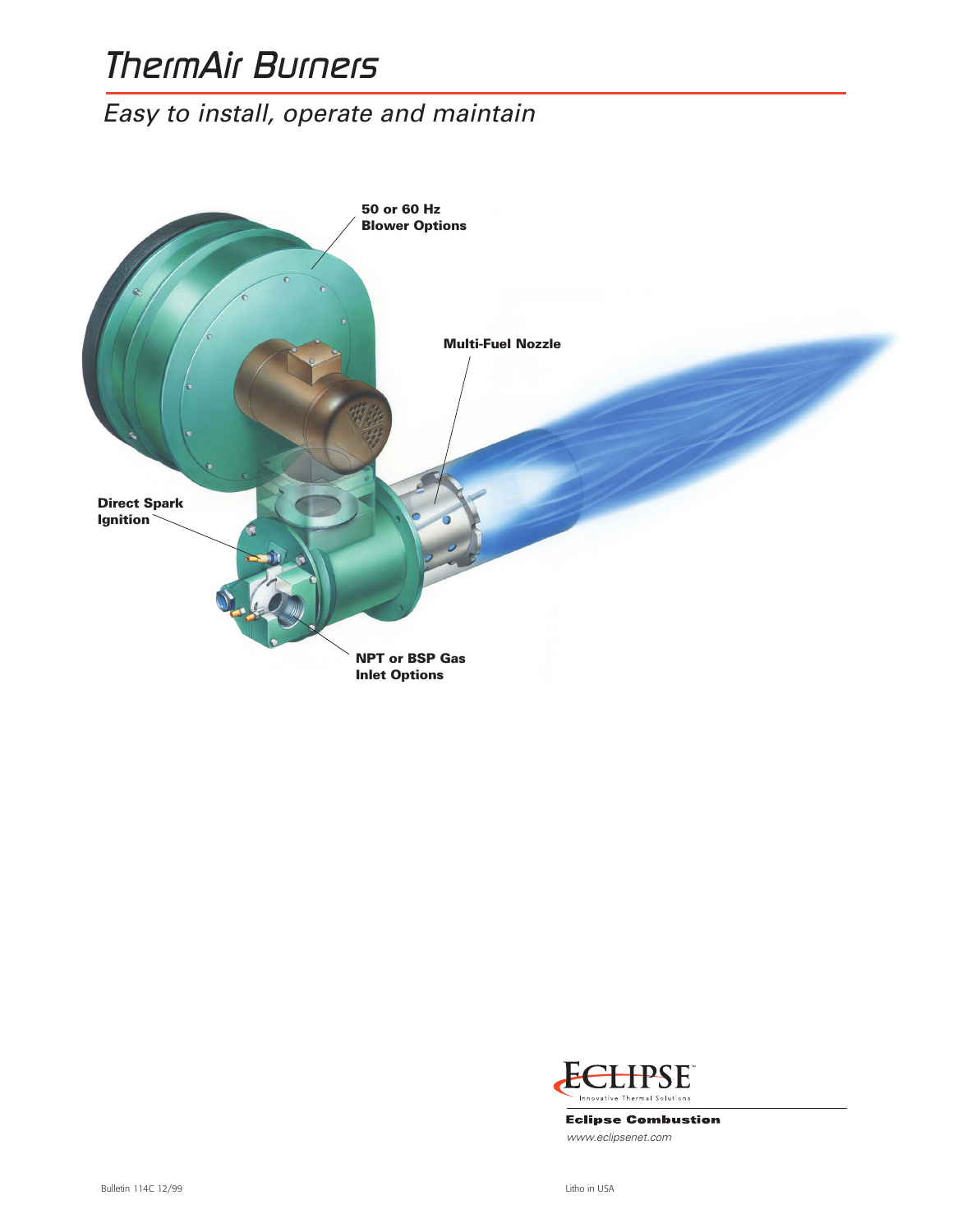# ThermAir Burners

*Easy to install, operate and maintain*

50 or 60 Hz Blower Options

Multi-Fuel Nozzle

Direct Spark Ignition

NPT or BSP Gas Inlet Options

ECLIPSE
Innovative Thermal Solutions

**Eclipse Combustion**

*www.eclipsenet.com*

Bulletin 114C 12/99

Litho in USA